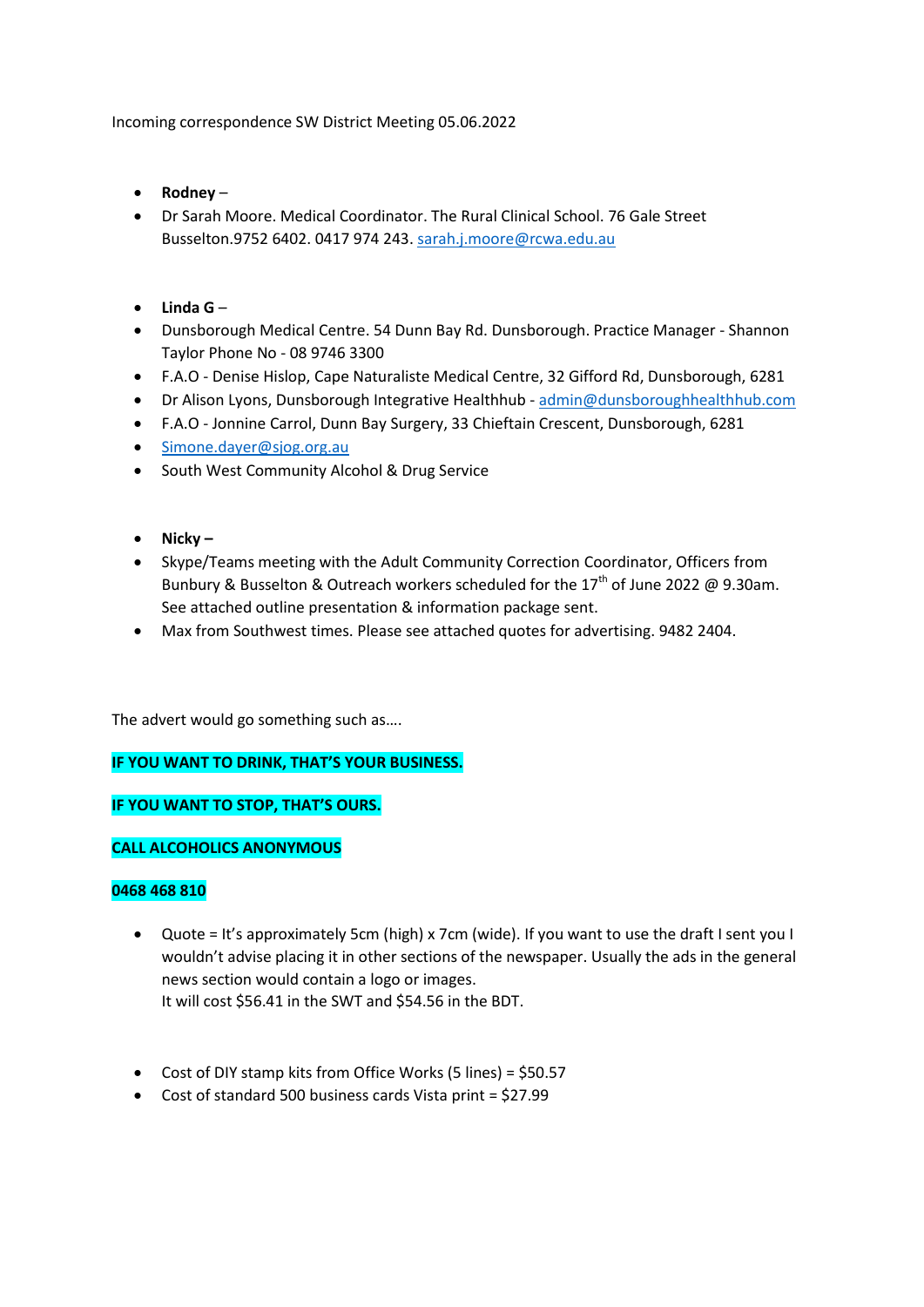Incoming correspondence SW District Meeting 05.06.2022

- **Rodney** –
- Dr Sarah Moore. Medical Coordinator. The Rural Clinical School. 76 Gale Street Busselton.9752 6402. 0417 974 243. sarah.j.moore@rcwa.edu.au

- **Linda G** –
- Dunsborough Medical Centre. 54 Dunn Bay Rd. Dunsborough. Practice Manager - Shannon Taylor Phone No - 08 9746 3300
- F.A.O - Denise Hislop, Cape Naturaliste Medical Centre, 32 Gifford Rd, Dunsborough, 6281
- Dr Alison Lyons, Dunsborough Integrative Healthhub - admin@dunsboroughhealthhub.com
- F.A.O - Jonnine Carrol, Dunn Bay Surgery, 33 Chieftain Crescent, Dunsborough, 6281
- Simone.dayer@sjog.org.au
- South West Community Alcohol & Drug Service

- **Nicky –**
- Skype/Teams meeting with the Adult Community Correction Coordinator, Officers from Bunbury & Busselton & Outreach workers scheduled for the 17th of June 2022 @ 9.30am. See attached outline presentation & information package sent.
- Max from Southwest times. Please see attached quotes for advertising. 9482 2404.

The advert would go something such as….

**IF YOU WANT TO DRINK, THAT'S YOUR BUSINESS.**

**IF YOU WANT TO STOP, THAT'S OURS.**

**CALL ALCOHOLICS ANONYMOUS**

**0468 468 810**

- Quote = It's approximately 5cm (high) x 7cm (wide). If you want to use the draft I sent you I wouldn't advise placing it in other sections of the newspaper. Usually the ads in the general news section would contain a logo or images.
  It will cost $56.41 in the SWT and $54.56 in the BDT.

- Cost of DIY stamp kits from Office Works (5 lines) = $50.57
- Cost of standard 500 business cards Vista print = $27.99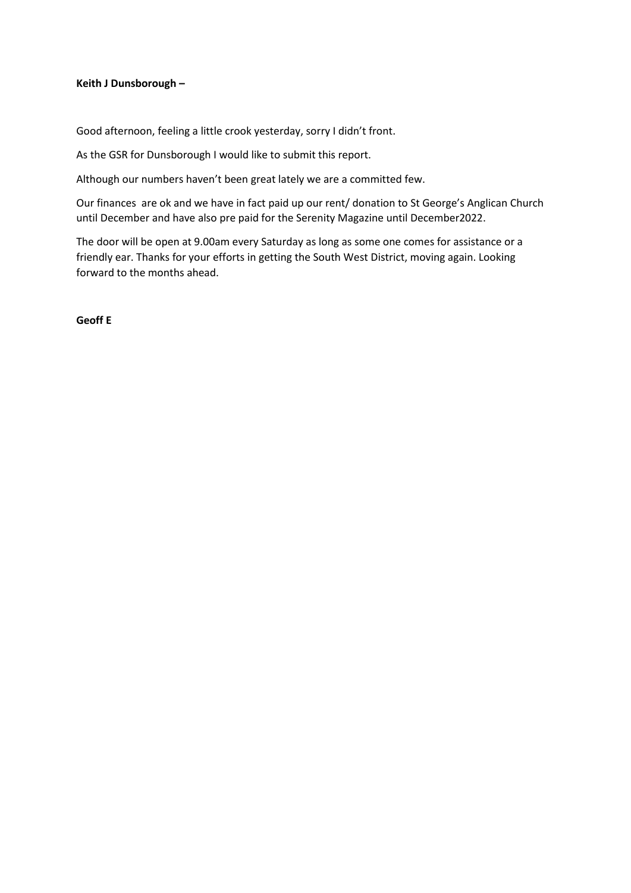**Keith J Dunsborough –**

Good afternoon, feeling a little crook yesterday, sorry I didn't front.

As the GSR for Dunsborough I would like to submit this report.

Although our numbers haven't been great lately we are a committed few.

Our finances are ok and we have in fact paid up our rent/ donation to St George's Anglican Church until December and have also pre paid for the Serenity Magazine until December2022.

The door will be open at 9.00am every Saturday as long as some one comes for assistance or a friendly ear. Thanks for your efforts in getting the South West District, moving again. Looking forward to the months ahead.

**Geoff E**